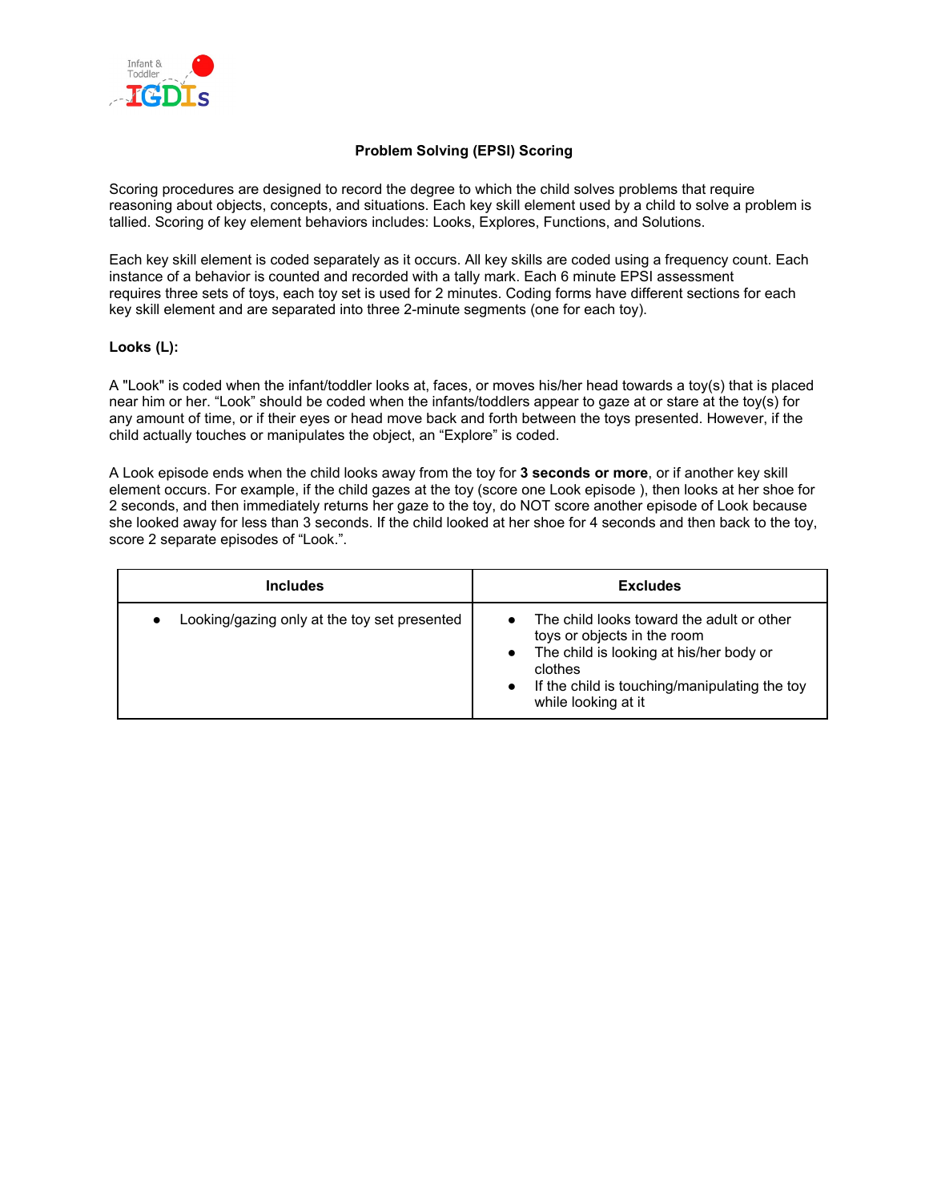## Problem Solving (EPSI) Scoring

Scoring procedures are designed to record the degree to which the child solves problems that require reasoning about objects, concepts, and situations. Each key skill element used by a child to solve a problem is tallied. Scoring of key element behaviors includes: Looks, Explores, Functions, and Solutions.

Each key skill element is coded separately as it occurs. All key skills are coded using a frequency count. Each instance of a behavior is counted and recorded with a tally mark. Each 6 minute EPSI assessment requires three sets of toys, each toy set is used for 2 minutes. Coding forms have different sections for each key skill element and are separated into three 2-minute segments (one for each toy).

**Looks (L):**

A "Look" is coded when the infant/toddler looks at, faces, or moves his/her head towards a toy(s) that is placed near him or her. "Look" should be coded when the infants/toddlers appear to gaze at or stare at the toy(s) for any amount of time, or if their eyes or head move back and forth between the toys presented. However, if the child actually touches or manipulates the object, an "Explore" is coded.

A Look episode ends when the child looks away from the toy for **3 seconds or more**, or if another key skill element occurs. For example, if the child gazes at the toy (score one Look episode ), then looks at her shoe for 2 seconds, and then immediately returns her gaze to the toy, do NOT score another episode of Look because she looked away for less than 3 seconds. If the child looked at her shoe for 4 seconds and then back to the toy, score 2 separate episodes of "Look.".

| Includes | Excludes |
|---|---|
| • Looking/gazing only at the toy set presented | • The child looks toward the adult or other toys or objects in the room<br>• The child is looking at his/her body or clothes<br>• If the child is touching/manipulating the toy while looking at it |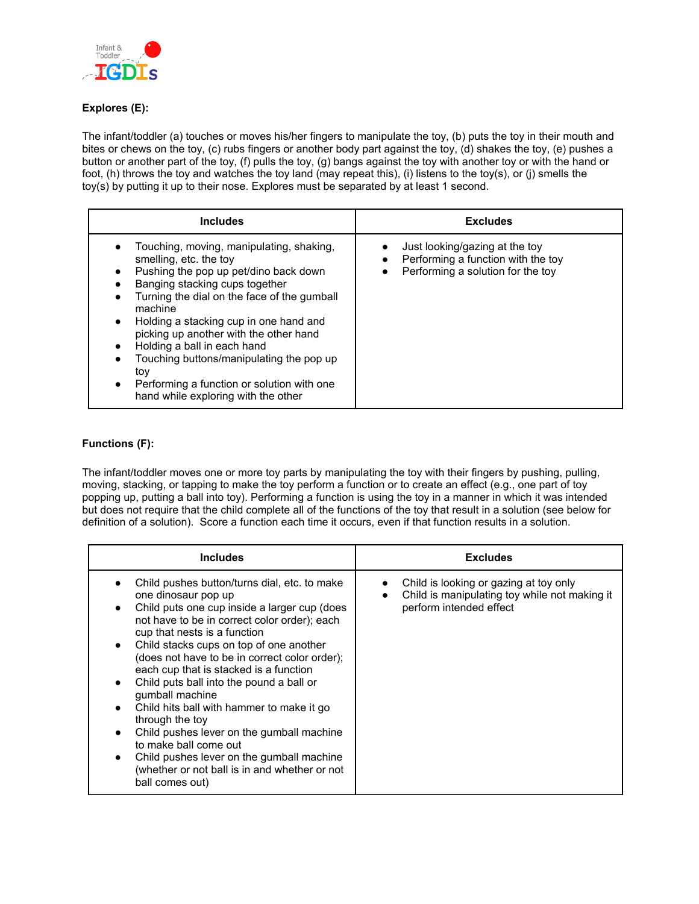**Explores (E):**

The infant/toddler (a) touches or moves his/her fingers to manipulate the toy, (b) puts the toy in their mouth and bites or chews on the toy, (c) rubs fingers or another body part against the toy, (d) shakes the toy, (e) pushes a button or another part of the toy, (f) pulls the toy, (g) bangs against the toy with another toy or with the hand or foot, (h) throws the toy and watches the toy land (may repeat this), (i) listens to the toy(s), or (j) smells the toy(s) by putting it up to their nose. Explores must be separated by at least 1 second.

| Includes | Excludes |
|---|---|
| • Touching, moving, manipulating, shaking, smelling, etc. the toy<br>• Pushing the pop up pet/dino back down<br>• Banging stacking cups together<br>• Turning the dial on the face of the gumball machine<br>• Holding a stacking cup in one hand and picking up another with the other hand<br>• Holding a ball in each hand<br>• Touching buttons/manipulating the pop up toy<br>• Performing a function or solution with one hand while exploring with the other | • Just looking/gazing at the toy<br>• Performing a function with the toy<br>• Performing a solution for the toy |

**Functions (F):**

The infant/toddler moves one or more toy parts by manipulating the toy with their fingers by pushing, pulling, moving, stacking, or tapping to make the toy perform a function or to create an effect (e.g., one part of toy popping up, putting a ball into toy). Performing a function is using the toy in a manner in which it was intended but does not require that the child complete all of the functions of the toy that result in a solution (see below for definition of a solution). Score a function each time it occurs, even if that function results in a solution.

| Includes | Excludes |
|---|---|
| • Child pushes button/turns dial, etc. to make one dinosaur pop up<br>• Child puts one cup inside a larger cup (does not have to be in correct color order); each cup that nests is a function<br>• Child stacks cups on top of one another (does not have to be in correct color order); each cup that is stacked is a function<br>• Child puts ball into the pound a ball or gumball machine<br>• Child hits ball with hammer to make it go through the toy<br>• Child pushes lever on the gumball machine to make ball come out<br>• Child pushes lever on the gumball machine (whether or not ball is in and whether or not ball comes out) | • Child is looking or gazing at toy only<br>• Child is manipulating toy while not making it perform intended effect |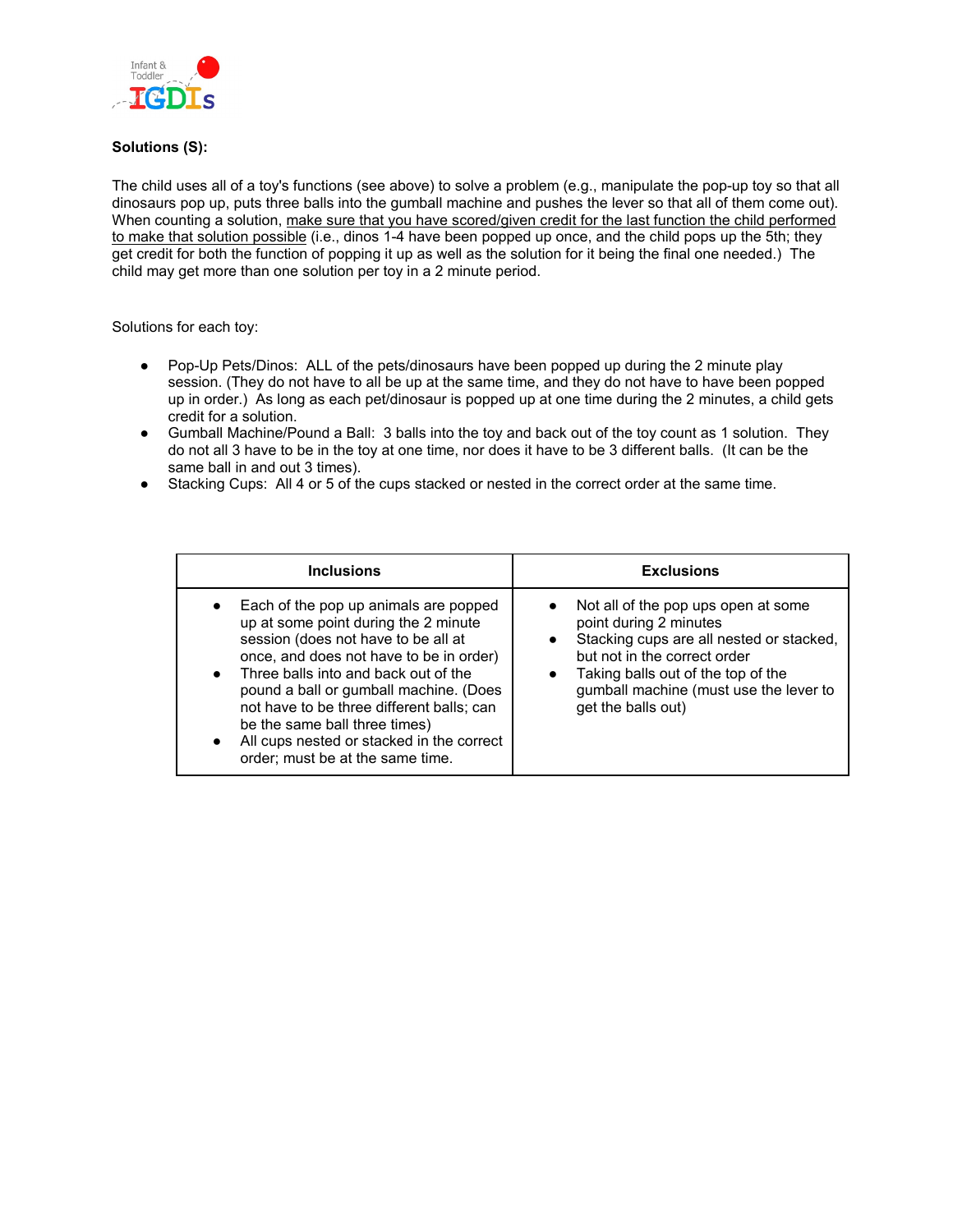**Solutions (S):**

The child uses all of a toy's functions (see above) to solve a problem (e.g., manipulate the pop-up toy so that all dinosaurs pop up, puts three balls into the gumball machine and pushes the lever so that all of them come out). When counting a solution, <u>make sure that you have scored/given credit for the last function the child performed to make that solution possible</u> (i.e., dinos 1-4 have been popped up once, and the child pops up the 5th; they get credit for both the function of popping it up as well as the solution for it being the final one needed.) The child may get more than one solution per toy in a 2 minute period.

Solutions for each toy:

- Pop-Up Pets/Dinos: ALL of the pets/dinosaurs have been popped up during the 2 minute play session. (They do not have to all be up at the same time, and they do not have to have been popped up in order.) As long as each pet/dinosaur is popped up at one time during the 2 minutes, a child gets credit for a solution.
- Gumball Machine/Pound a Ball: 3 balls into the toy and back out of the toy count as 1 solution. They do not all 3 have to be in the toy at one time, nor does it have to be 3 different balls. (It can be the same ball in and out 3 times).
- Stacking Cups: All 4 or 5 of the cups stacked or nested in the correct order at the same time.

| Inclusions | Exclusions |
|---|---|
| • Each of the pop up animals are popped up at some point during the 2 minute session (does not have to be all at once, and does not have to be in order)<br>• Three balls into and back out of the pound a ball or gumball machine. (Does not have to be three different balls; can be the same ball three times)<br>• All cups nested or stacked in the correct order; must be at the same time. | • Not all of the pop ups open at some point during 2 minutes<br>• Stacking cups are all nested or stacked, but not in the correct order<br>• Taking balls out of the top of the gumball machine (must use the lever to get the balls out) |